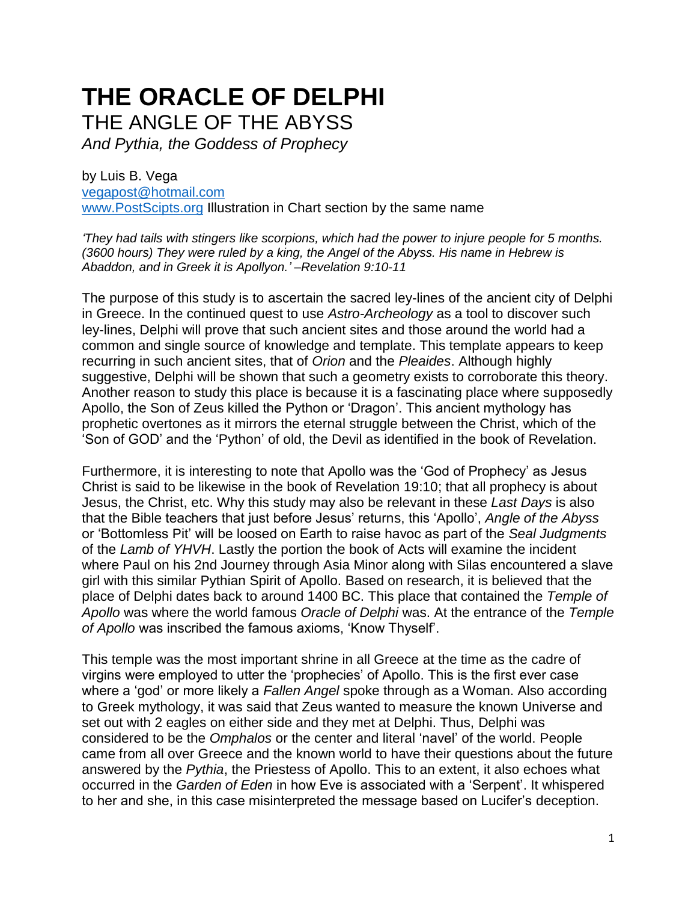# THE ORACLE OF DELPHI

## THE ANGLE OF THE ABYSS

*And Pythia, the Goddess of Prophecy*

by Luis B. Vega
vegapost@hotmail.com
www.PostScipts.org Illustration in Chart section by the same name

*'They had tails with stingers like scorpions, which had the power to injure people for 5 months. (3600 hours) They were ruled by a king, the Angel of the Abyss. His name in Hebrew is Abaddon, and in Greek it is Apollyon.' –Revelation 9:10-11*

The purpose of this study is to ascertain the sacred ley-lines of the ancient city of Delphi in Greece. In the continued quest to use *Astro-Archeology* as a tool to discover such ley-lines, Delphi will prove that such ancient sites and those around the world had a common and single source of knowledge and template. This template appears to keep recurring in such ancient sites, that of *Orion* and the *Pleaides*. Although highly suggestive, Delphi will be shown that such a geometry exists to corroborate this theory. Another reason to study this place is because it is a fascinating place where supposedly Apollo, the Son of Zeus killed the Python or 'Dragon'. This ancient mythology has prophetic overtones as it mirrors the eternal struggle between the Christ, which of the 'Son of GOD' and the 'Python' of old, the Devil as identified in the book of Revelation.

Furthermore, it is interesting to note that Apollo was the 'God of Prophecy' as Jesus Christ is said to be likewise in the book of Revelation 19:10; that all prophecy is about Jesus, the Christ, etc. Why this study may also be relevant in these *Last Days* is also that the Bible teachers that just before Jesus' returns, this 'Apollo', *Angle of the Abyss* or 'Bottomless Pit' will be loosed on Earth to raise havoc as part of the *Seal Judgments* of the *Lamb of YHVH*. Lastly the portion the book of Acts will examine the incident where Paul on his 2nd Journey through Asia Minor along with Silas encountered a slave girl with this similar Pythian Spirit of Apollo. Based on research, it is believed that the place of Delphi dates back to around 1400 BC. This place that contained the *Temple of Apollo* was where the world famous *Oracle of Delphi* was. At the entrance of the *Temple of Apollo* was inscribed the famous axioms, 'Know Thyself'.

This temple was the most important shrine in all Greece at the time as the cadre of virgins were employed to utter the 'prophecies' of Apollo. This is the first ever case where a 'god' or more likely a *Fallen Angel* spoke through as a Woman. Also according to Greek mythology, it was said that Zeus wanted to measure the known Universe and set out with 2 eagles on either side and they met at Delphi. Thus, Delphi was considered to be the *Omphalos* or the center and literal 'navel' of the world. People came from all over Greece and the known world to have their questions about the future answered by the *Pythia*, the Priestess of Apollo. This to an extent, it also echoes what occurred in the *Garden of Eden* in how Eve is associated with a 'Serpent'. It whispered to her and she, in this case misinterpreted the message based on Lucifer's deception.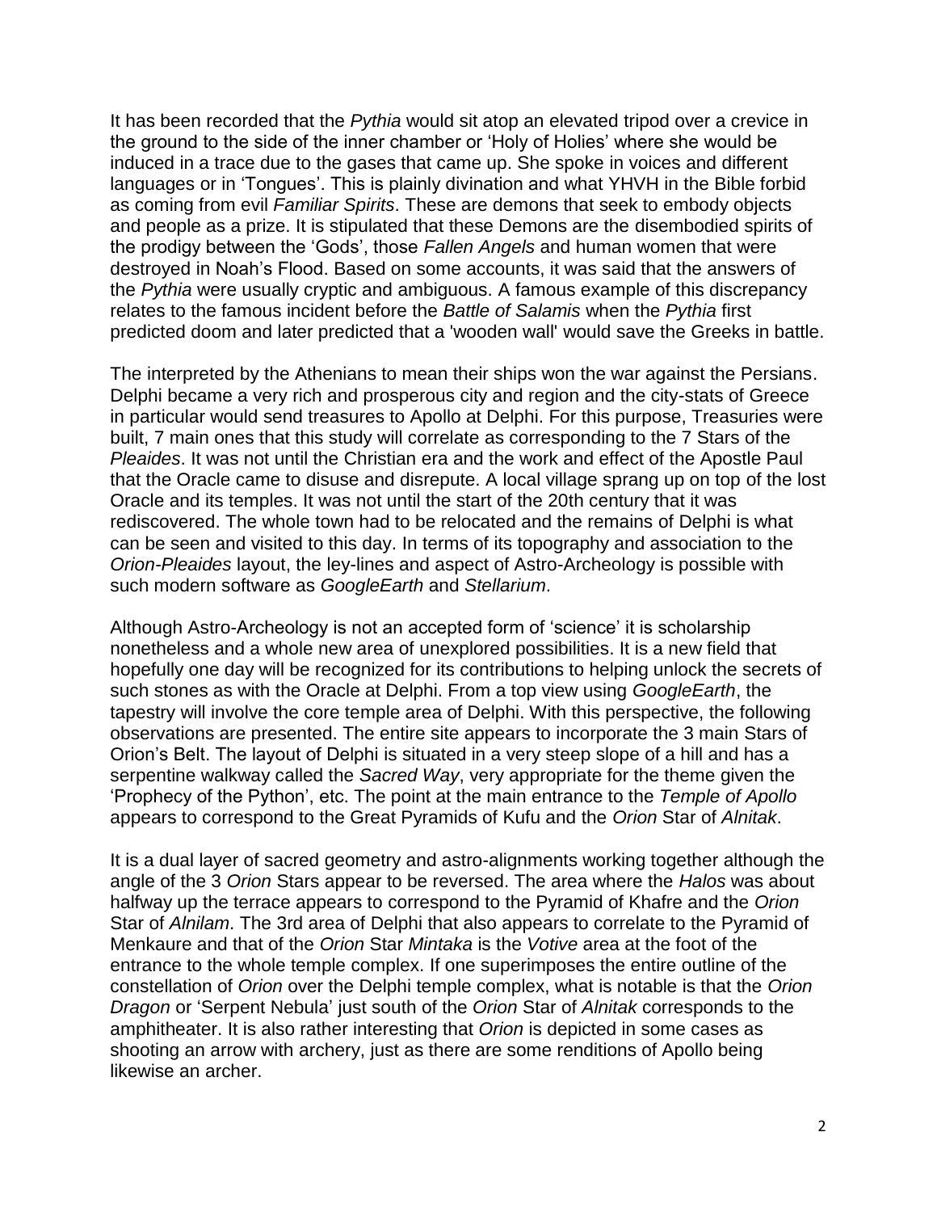It has been recorded that the *Pythia* would sit atop an elevated tripod over a crevice in the ground to the side of the inner chamber or 'Holy of Holies' where she would be induced in a trace due to the gases that came up. She spoke in voices and different languages or in 'Tongues'. This is plainly divination and what YHVH in the Bible forbid as coming from evil *Familiar Spirits*. These are demons that seek to embody objects and people as a prize. It is stipulated that these Demons are the disembodied spirits of the prodigy between the 'Gods', those *Fallen Angels* and human women that were destroyed in Noah's Flood. Based on some accounts, it was said that the answers of the *Pythia* were usually cryptic and ambiguous. A famous example of this discrepancy relates to the famous incident before the *Battle of Salamis* when the *Pythia* first predicted doom and later predicted that a 'wooden wall' would save the Greeks in battle.

The interpreted by the Athenians to mean their ships won the war against the Persians. Delphi became a very rich and prosperous city and region and the city-stats of Greece in particular would send treasures to Apollo at Delphi. For this purpose, Treasuries were built, 7 main ones that this study will correlate as corresponding to the 7 Stars of the *Pleaides*. It was not until the Christian era and the work and effect of the Apostle Paul that the Oracle came to disuse and disrepute. A local village sprang up on top of the lost Oracle and its temples. It was not until the start of the 20th century that it was rediscovered. The whole town had to be relocated and the remains of Delphi is what can be seen and visited to this day. In terms of its topography and association to the *Orion-Pleaides* layout, the ley-lines and aspect of Astro-Archeology is possible with such modern software as *GoogleEarth* and *Stellarium*.

Although Astro-Archeology is not an accepted form of 'science' it is scholarship nonetheless and a whole new area of unexplored possibilities. It is a new field that hopefully one day will be recognized for its contributions to helping unlock the secrets of such stones as with the Oracle at Delphi. From a top view using *GoogleEarth*, the tapestry will involve the core temple area of Delphi. With this perspective, the following observations are presented. The entire site appears to incorporate the 3 main Stars of Orion's Belt. The layout of Delphi is situated in a very steep slope of a hill and has a serpentine walkway called the *Sacred Way*, very appropriate for the theme given the 'Prophecy of the Python', etc. The point at the main entrance to the *Temple of Apollo* appears to correspond to the Great Pyramids of Kufu and the *Orion* Star of *Alnitak*.

It is a dual layer of sacred geometry and astro-alignments working together although the angle of the 3 *Orion* Stars appear to be reversed. The area where the *Halos* was about halfway up the terrace appears to correspond to the Pyramid of Khafre and the *Orion* Star of *Alnilam*. The 3rd area of Delphi that also appears to correlate to the Pyramid of Menkaure and that of the *Orion* Star *Mintaka* is the *Votive* area at the foot of the entrance to the whole temple complex. If one superimposes the entire outline of the constellation of *Orion* over the Delphi temple complex, what is notable is that the *Orion Dragon* or 'Serpent Nebula' just south of the *Orion* Star of *Alnitak* corresponds to the amphitheater. It is also rather interesting that *Orion* is depicted in some cases as shooting an arrow with archery, just as there are some renditions of Apollo being likewise an archer.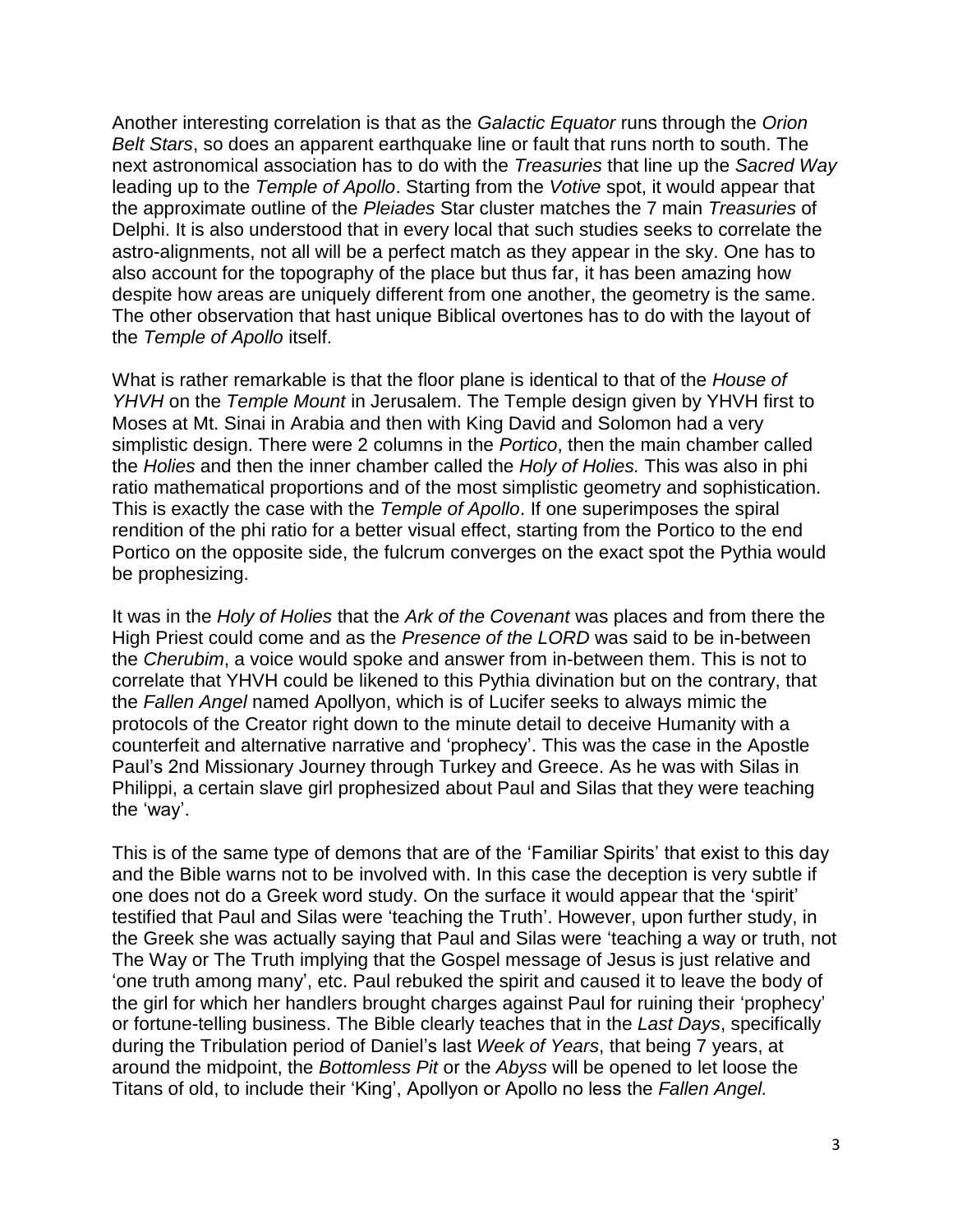Another interesting correlation is that as the *Galactic Equator* runs through the *Orion Belt Stars*, so does an apparent earthquake line or fault that runs north to south. The next astronomical association has to do with the *Treasuries* that line up the *Sacred Way* leading up to the *Temple of Apollo*. Starting from the *Votive* spot, it would appear that the approximate outline of the *Pleiades* Star cluster matches the 7 main *Treasuries* of Delphi. It is also understood that in every local that such studies seeks to correlate the astro-alignments, not all will be a perfect match as they appear in the sky. One has to also account for the topography of the place but thus far, it has been amazing how despite how areas are uniquely different from one another, the geometry is the same. The other observation that hast unique Biblical overtones has to do with the layout of the *Temple of Apollo* itself.

What is rather remarkable is that the floor plane is identical to that of the *House of YHVH* on the *Temple Mount* in Jerusalem. The Temple design given by YHVH first to Moses at Mt. Sinai in Arabia and then with King David and Solomon had a very simplistic design. There were 2 columns in the *Portico*, then the main chamber called the *Holies* and then the inner chamber called the *Holy of Holies.* This was also in phi ratio mathematical proportions and of the most simplistic geometry and sophistication. This is exactly the case with the *Temple of Apollo*. If one superimposes the spiral rendition of the phi ratio for a better visual effect, starting from the Portico to the end Portico on the opposite side, the fulcrum converges on the exact spot the Pythia would be prophesizing.

It was in the *Holy of Holies* that the *Ark of the Covenant* was places and from there the High Priest could come and as the *Presence of the LORD* was said to be in-between the *Cherubim*, a voice would spoke and answer from in-between them. This is not to correlate that YHVH could be likened to this Pythia divination but on the contrary, that the *Fallen Angel* named Apollyon, which is of Lucifer seeks to always mimic the protocols of the Creator right down to the minute detail to deceive Humanity with a counterfeit and alternative narrative and 'prophecy'. This was the case in the Apostle Paul's 2nd Missionary Journey through Turkey and Greece. As he was with Silas in Philippi, a certain slave girl prophesized about Paul and Silas that they were teaching the 'way'.

This is of the same type of demons that are of the 'Familiar Spirits' that exist to this day and the Bible warns not to be involved with. In this case the deception is very subtle if one does not do a Greek word study. On the surface it would appear that the 'spirit' testified that Paul and Silas were 'teaching the Truth'. However, upon further study, in the Greek she was actually saying that Paul and Silas were 'teaching a way or truth, not The Way or The Truth implying that the Gospel message of Jesus is just relative and 'one truth among many', etc. Paul rebuked the spirit and caused it to leave the body of the girl for which her handlers brought charges against Paul for ruining their 'prophecy' or fortune-telling business. The Bible clearly teaches that in the *Last Days*, specifically during the Tribulation period of Daniel's last *Week of Years*, that being 7 years, at around the midpoint, the *Bottomless Pit* or the *Abyss* will be opened to let loose the Titans of old, to include their 'King', Apollyon or Apollo no less the *Fallen Angel.*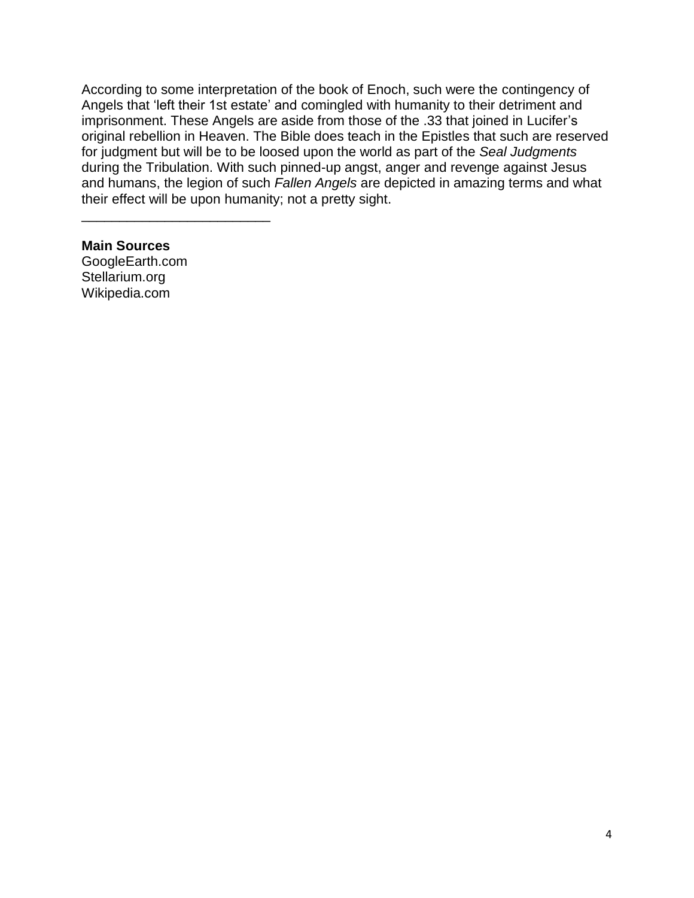According to some interpretation of the book of Enoch, such were the contingency of Angels that 'left their 1st estate' and comingled with humanity to their detriment and imprisonment. These Angels are aside from those of the .33 that joined in Lucifer's original rebellion in Heaven. The Bible does teach in the Epistles that such are reserved for judgment but will be to be loosed upon the world as part of the *Seal Judgments* during the Tribulation. With such pinned-up angst, anger and revenge against Jesus and humans, the legion of such *Fallen Angels* are depicted in amazing terms and what their effect will be upon humanity; not a pretty sight.

_________________________

**Main Sources**
GoogleEarth.com
Stellarium.org
Wikipedia.com